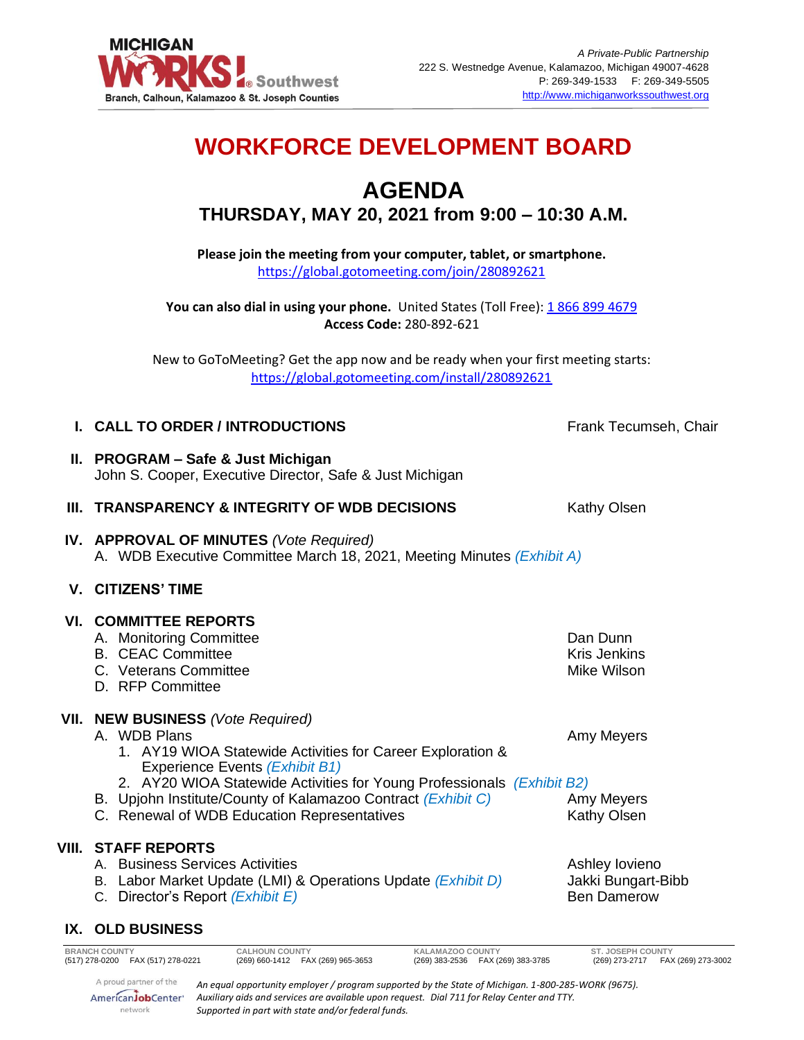MICHIGAN WORKS! Southwest
Branch, Calhoun, Kalamazoo & St. Joseph Counties

*A Private-Public Partnership*
222 S. Westnedge Avenue, Kalamazoo, Michigan 49007-4628
P: 269-349-1533 F: 269-349-5505
http://www.michiganworkssouthwest.org

# WORKFORCE DEVELOPMENT BOARD

## AGENDA

### THURSDAY, MAY 20, 2021 from 9:00 – 10:30 A.M.

**Please join the meeting from your computer, tablet, or smartphone.**
https://global.gotomeeting.com/join/280892621

**You can also dial in using your phone.** United States (Toll Free): 1 866 899 4679
**Access Code:** 280-892-621

New to GoToMeeting? Get the app now and be ready when your first meeting starts:
https://global.gotomeeting.com/install/280892621

**I. CALL TO ORDER / INTRODUCTIONS** — Frank Tecumseh, Chair

**II. PROGRAM – Safe & Just Michigan**
John S. Cooper, Executive Director, Safe & Just Michigan

**III. TRANSPARENCY & INTEGRITY OF WDB DECISIONS** — Kathy Olsen

**IV. APPROVAL OF MINUTES** *(Vote Required)*
- A. WDB Executive Committee March 18, 2021, Meeting Minutes *(Exhibit A)*

**V. CITIZENS' TIME**

**VI. COMMITTEE REPORTS**
- A. Monitoring Committee — Dan Dunn
- B. CEAC Committee — Kris Jenkins
- C. Veterans Committee — Mike Wilson
- D. RFP Committee

**VII. NEW BUSINESS** *(Vote Required)*
- A. WDB Plans — Amy Meyers
  1. AY19 WIOA Statewide Activities for Career Exploration & Experience Events *(Exhibit B1)*
  2. AY20 WIOA Statewide Activities for Young Professionals *(Exhibit B2)*
- B. Upjohn Institute/County of Kalamazoo Contract *(Exhibit C)* — Amy Meyers
- C. Renewal of WDB Education Representatives — Kathy Olsen

**VIII. STAFF REPORTS**
- A. Business Services Activities — Ashley Iovieno
- B. Labor Market Update (LMI) & Operations Update *(Exhibit D)* — Jakki Bungart-Bibb
- C. Director's Report *(Exhibit E)* — Ben Damerow

**IX. OLD BUSINESS**

| BRANCH COUNTY | CALHOUN COUNTY | KALAMAZOO COUNTY | ST. JOSEPH COUNTY |
|---|---|---|---|
| (517) 278-0200 FAX (517) 278-0221 | (269) 660-1412 FAX (269) 965-3653 | (269) 383-2536 FAX (269) 383-3785 | (269) 273-2717 FAX (269) 273-3002 |

A proud partner of the AmericanJobCenter network

*An equal opportunity employer / program supported by the State of Michigan. 1-800-285-WORK (9675). Auxiliary aids and services are available upon request. Dial 711 for Relay Center and TTY. Supported in part with state and/or federal funds.*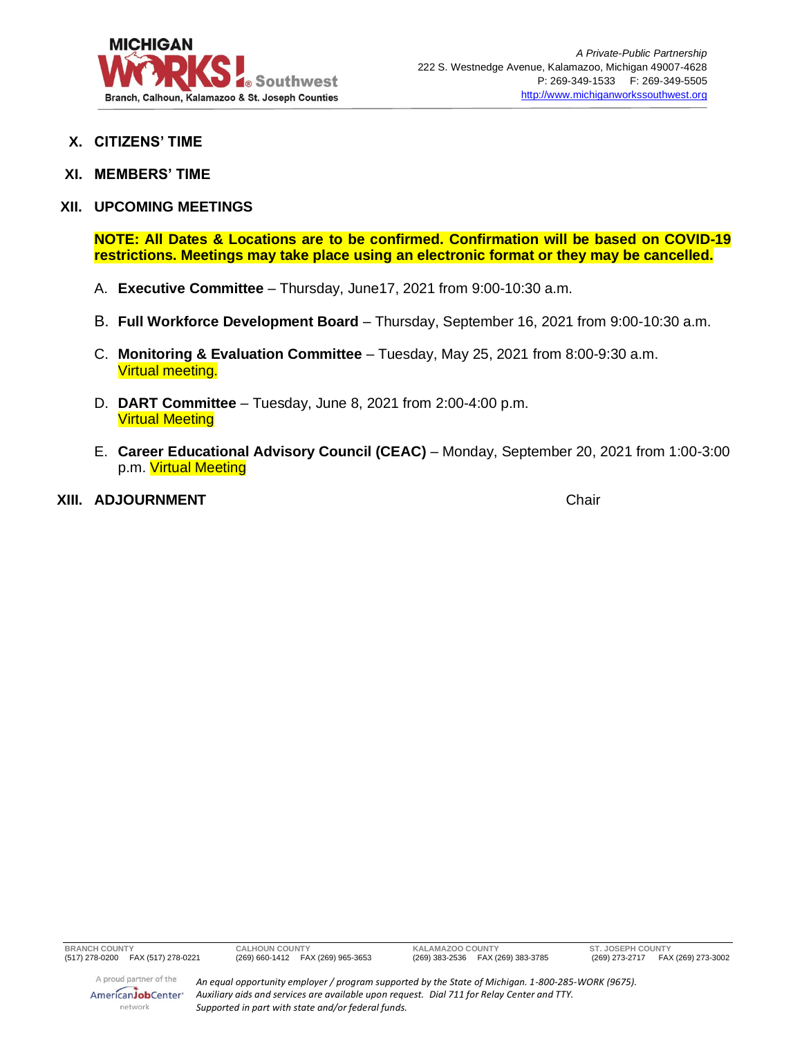**X. CITIZENS' TIME**

**XI. MEMBERS' TIME**

**XII. UPCOMING MEETINGS**

**NOTE: All Dates & Locations are to be confirmed. Confirmation will be based on COVID-19 restrictions. Meetings may take place using an electronic format or they may be cancelled.**

A. **Executive Committee** – Thursday, June17, 2021 from 9:00-10:30 a.m.

B. **Full Workforce Development Board** – Thursday, September 16, 2021 from 9:00-10:30 a.m.

C. **Monitoring & Evaluation Committee** – Tuesday, May 25, 2021 from 8:00-9:30 a.m. Virtual meeting.

D. **DART Committee** – Tuesday, June 8, 2021 from 2:00-4:00 p.m. Virtual Meeting

E. **Career Educational Advisory Council (CEAC)** – Monday, September 20, 2021 from 1:00-3:00 p.m. Virtual Meeting

**XIII. ADJOURNMENT** Chair